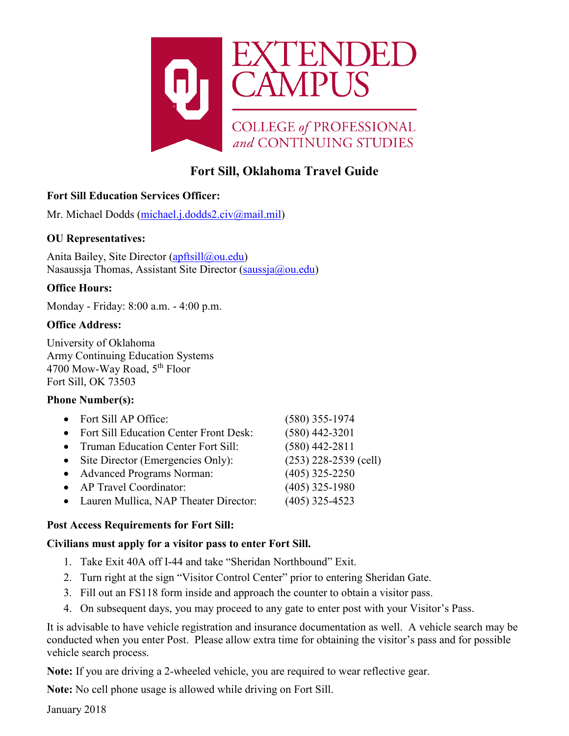EXTENDED CAMPUS

COLLEGE *of* PROFESSIONAL *and* CONTINUING STUDIES

# Fort Sill, Oklahoma Travel Guide

**Fort Sill Education Services Officer:**

Mr. Michael Dodds (michael.j.dodds2.civ@mail.mil)

**OU Representatives:**

Anita Bailey, Site Director (apftsill@ou.edu)
Nasaussja Thomas, Assistant Site Director (saussja@ou.edu)

**Office Hours:**

Monday - Friday: 8:00 a.m. - 4:00 p.m.

**Office Address:**

University of Oklahoma
Army Continuing Education Systems
4700 Mow-Way Road, 5th Floor
Fort Sill, OK 73503

**Phone Number(s):**

- Fort Sill AP Office: (580) 355-1974
- Fort Sill Education Center Front Desk: (580) 442-3201
- Truman Education Center Fort Sill: (580) 442-2811
- Site Director (Emergencies Only): (253) 228-2539 (cell)
- Advanced Programs Norman: (405) 325-2250
- AP Travel Coordinator: (405) 325-1980
- Lauren Mullica, NAP Theater Director: (405) 325-4523

**Post Access Requirements for Fort Sill:**

**Civilians must apply for a visitor pass to enter Fort Sill.**

1. Take Exit 40A off I-44 and take "Sheridan Northbound" Exit.
2. Turn right at the sign "Visitor Control Center" prior to entering Sheridan Gate.
3. Fill out an FS118 form inside and approach the counter to obtain a visitor pass.
4. On subsequent days, you may proceed to any gate to enter post with your Visitor's Pass.

It is advisable to have vehicle registration and insurance documentation as well. A vehicle search may be conducted when you enter Post. Please allow extra time for obtaining the visitor's pass and for possible vehicle search process.

**Note:** If you are driving a 2-wheeled vehicle, you are required to wear reflective gear.

**Note:** No cell phone usage is allowed while driving on Fort Sill.

January 2018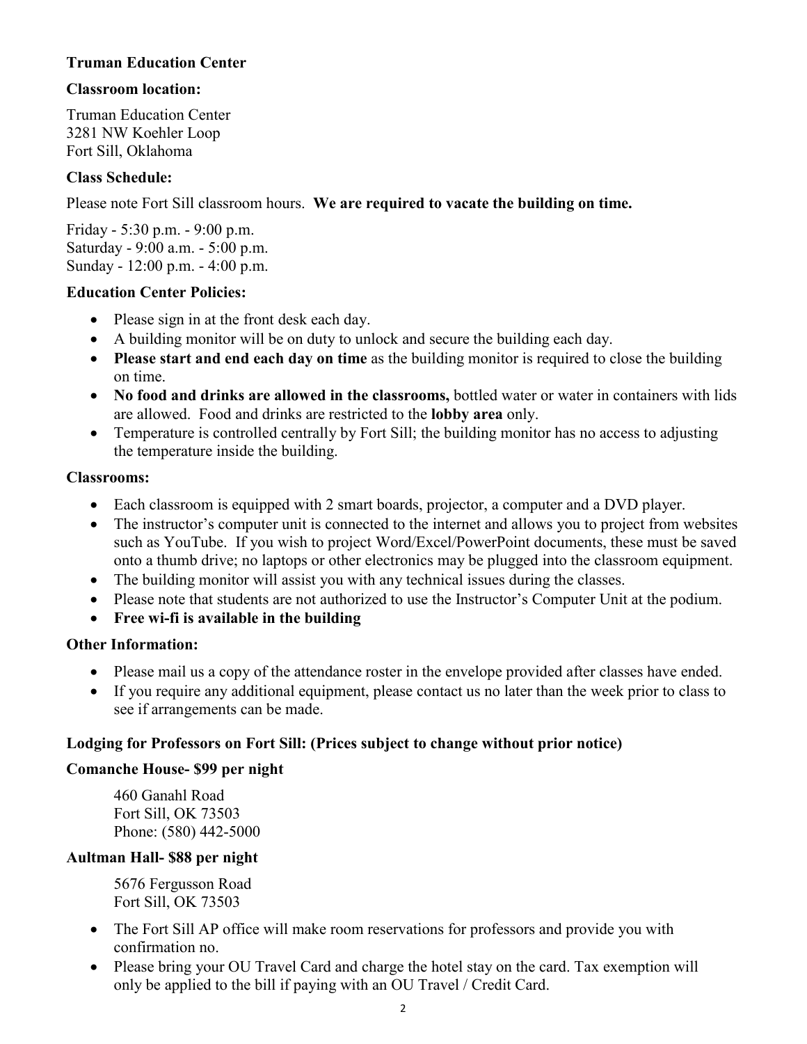**Truman Education Center**

**Classroom location:**

Truman Education Center
3281 NW Koehler Loop
Fort Sill, Oklahoma

**Class Schedule:**

Please note Fort Sill classroom hours. **We are required to vacate the building on time.**

Friday - 5:30 p.m. - 9:00 p.m.
Saturday - 9:00 a.m. - 5:00 p.m.
Sunday - 12:00 p.m. - 4:00 p.m.

**Education Center Policies:**

- Please sign in at the front desk each day.
- A building monitor will be on duty to unlock and secure the building each day.
- **Please start and end each day on time** as the building monitor is required to close the building on time.
- **No food and drinks are allowed in the classrooms,** bottled water or water in containers with lids are allowed. Food and drinks are restricted to the **lobby area** only.
- Temperature is controlled centrally by Fort Sill; the building monitor has no access to adjusting the temperature inside the building.

**Classrooms:**

- Each classroom is equipped with 2 smart boards, projector, a computer and a DVD player.
- The instructor's computer unit is connected to the internet and allows you to project from websites such as YouTube. If you wish to project Word/Excel/PowerPoint documents, these must be saved onto a thumb drive; no laptops or other electronics may be plugged into the classroom equipment.
- The building monitor will assist you with any technical issues during the classes.
- Please note that students are not authorized to use the Instructor's Computer Unit at the podium.
- **Free wi-fi is available in the building**

**Other Information:**

- Please mail us a copy of the attendance roster in the envelope provided after classes have ended.
- If you require any additional equipment, please contact us no later than the week prior to class to see if arrangements can be made.

**Lodging for Professors on Fort Sill: (Prices subject to change without prior notice)**

**Comanche House- $99 per night**

460 Ganahl Road
Fort Sill, OK 73503
Phone: (580) 442-5000

**Aultman Hall- $88 per night**

5676 Fergusson Road
Fort Sill, OK 73503

- The Fort Sill AP office will make room reservations for professors and provide you with confirmation no.
- Please bring your OU Travel Card and charge the hotel stay on the card. Tax exemption will only be applied to the bill if paying with an OU Travel / Credit Card.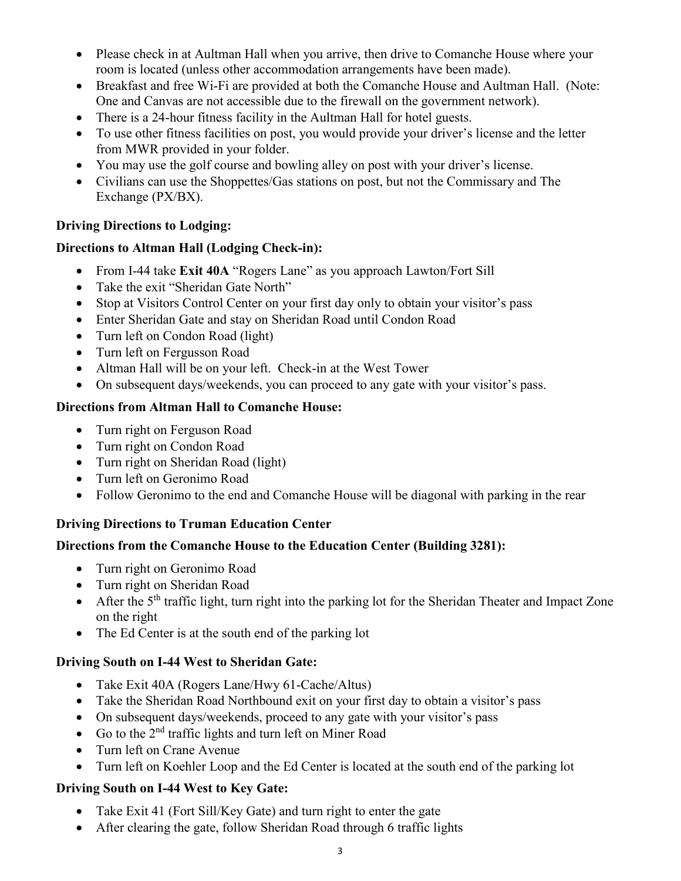- Please check in at Aultman Hall when you arrive, then drive to Comanche House where your room is located (unless other accommodation arrangements have been made).
- Breakfast and free Wi-Fi are provided at both the Comanche House and Aultman Hall. (Note: One and Canvas are not accessible due to the firewall on the government network).
- There is a 24-hour fitness facility in the Aultman Hall for hotel guests.
- To use other fitness facilities on post, you would provide your driver's license and the letter from MWR provided in your folder.
- You may use the golf course and bowling alley on post with your driver's license.
- Civilians can use the Shoppettes/Gas stations on post, but not the Commissary and The Exchange (PX/BX).

**Driving Directions to Lodging:**

**Directions to Altman Hall (Lodging Check-in):**

- From I-44 take **Exit 40A** "Rogers Lane" as you approach Lawton/Fort Sill
- Take the exit "Sheridan Gate North"
- Stop at Visitors Control Center on your first day only to obtain your visitor's pass
- Enter Sheridan Gate and stay on Sheridan Road until Condon Road
- Turn left on Condon Road (light)
- Turn left on Fergusson Road
- Altman Hall will be on your left. Check-in at the West Tower
- On subsequent days/weekends, you can proceed to any gate with your visitor's pass.

**Directions from Altman Hall to Comanche House:**

- Turn right on Ferguson Road
- Turn right on Condon Road
- Turn right on Sheridan Road (light)
- Turn left on Geronimo Road
- Follow Geronimo to the end and Comanche House will be diagonal with parking in the rear

**Driving Directions to Truman Education Center**

**Directions from the Comanche House to the Education Center (Building 3281):**

- Turn right on Geronimo Road
- Turn right on Sheridan Road
- After the 5th traffic light, turn right into the parking lot for the Sheridan Theater and Impact Zone on the right
- The Ed Center is at the south end of the parking lot

**Driving South on I-44 West to Sheridan Gate:**

- Take Exit 40A (Rogers Lane/Hwy 61-Cache/Altus)
- Take the Sheridan Road Northbound exit on your first day to obtain a visitor's pass
- On subsequent days/weekends, proceed to any gate with your visitor's pass
- Go to the 2nd traffic lights and turn left on Miner Road
- Turn left on Crane Avenue
- Turn left on Koehler Loop and the Ed Center is located at the south end of the parking lot

**Driving South on I-44 West to Key Gate:**

- Take Exit 41 (Fort Sill/Key Gate) and turn right to enter the gate
- After clearing the gate, follow Sheridan Road through 6 traffic lights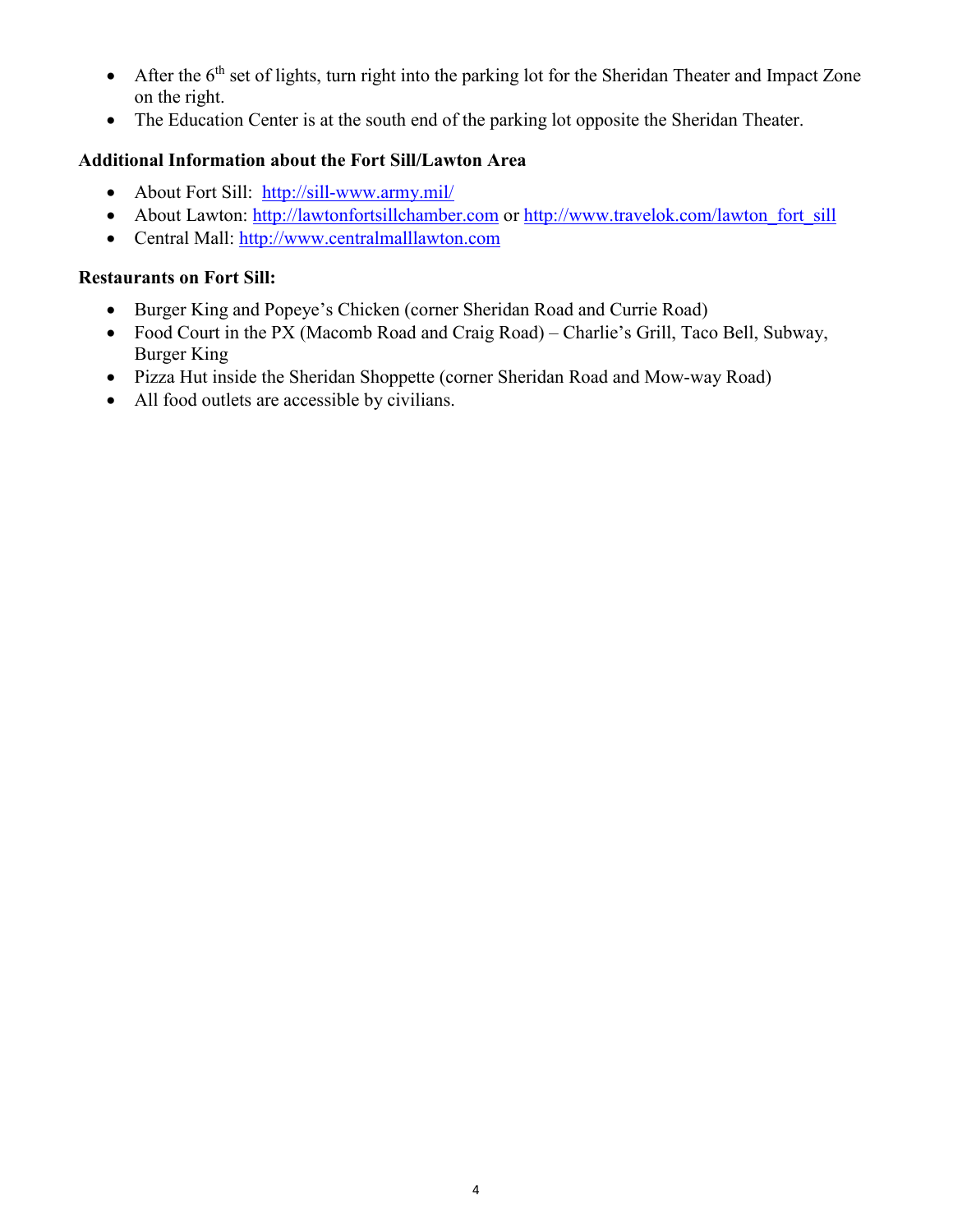- After the 6th set of lights, turn right into the parking lot for the Sheridan Theater and Impact Zone on the right.
- The Education Center is at the south end of the parking lot opposite the Sheridan Theater.

**Additional Information about the Fort Sill/Lawton Area**

- About Fort Sill: http://sill-www.army.mil/
- About Lawton: http://lawtonfortsillchamber.com or http://www.travelok.com/lawton_fort_sill
- Central Mall: http://www.centralmalllawton.com

**Restaurants on Fort Sill:**

- Burger King and Popeye's Chicken (corner Sheridan Road and Currie Road)
- Food Court in the PX (Macomb Road and Craig Road) – Charlie's Grill, Taco Bell, Subway, Burger King
- Pizza Hut inside the Sheridan Shoppette (corner Sheridan Road and Mow-way Road)
- All food outlets are accessible by civilians.